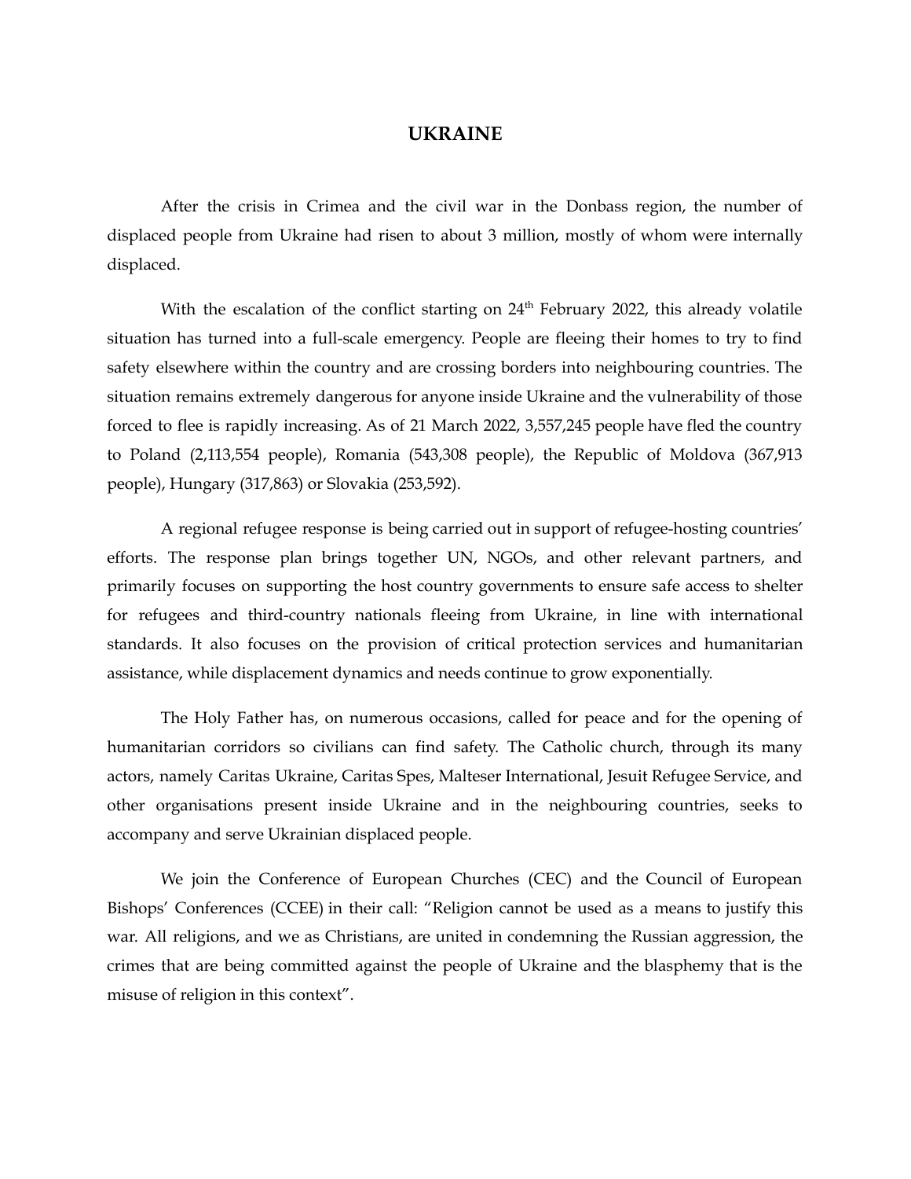# UKRAINE

After the crisis in Crimea and the civil war in the Donbass region, the number of displaced people from Ukraine had risen to about 3 million, mostly of whom were internally displaced.

With the escalation of the conflict starting on 24th February 2022, this already volatile situation has turned into a full-scale emergency. People are fleeing their homes to try to find safety elsewhere within the country and are crossing borders into neighbouring countries. The situation remains extremely dangerous for anyone inside Ukraine and the vulnerability of those forced to flee is rapidly increasing. As of 21 March 2022, 3,557,245 people have fled the country to Poland (2,113,554 people), Romania (543,308 people), the Republic of Moldova (367,913 people), Hungary (317,863) or Slovakia (253,592).

A regional refugee response is being carried out in support of refugee-hosting countries' efforts. The response plan brings together UN, NGOs, and other relevant partners, and primarily focuses on supporting the host country governments to ensure safe access to shelter for refugees and third-country nationals fleeing from Ukraine, in line with international standards. It also focuses on the provision of critical protection services and humanitarian assistance, while displacement dynamics and needs continue to grow exponentially.

The Holy Father has, on numerous occasions, called for peace and for the opening of humanitarian corridors so civilians can find safety. The Catholic church, through its many actors, namely Caritas Ukraine, Caritas Spes, Malteser International, Jesuit Refugee Service, and other organisations present inside Ukraine and in the neighbouring countries, seeks to accompany and serve Ukrainian displaced people.

We join the Conference of European Churches (CEC) and the Council of European Bishops' Conferences (CCEE) in their call: "Religion cannot be used as a means to justify this war. All religions, and we as Christians, are united in condemning the Russian aggression, the crimes that are being committed against the people of Ukraine and the blasphemy that is the misuse of religion in this context".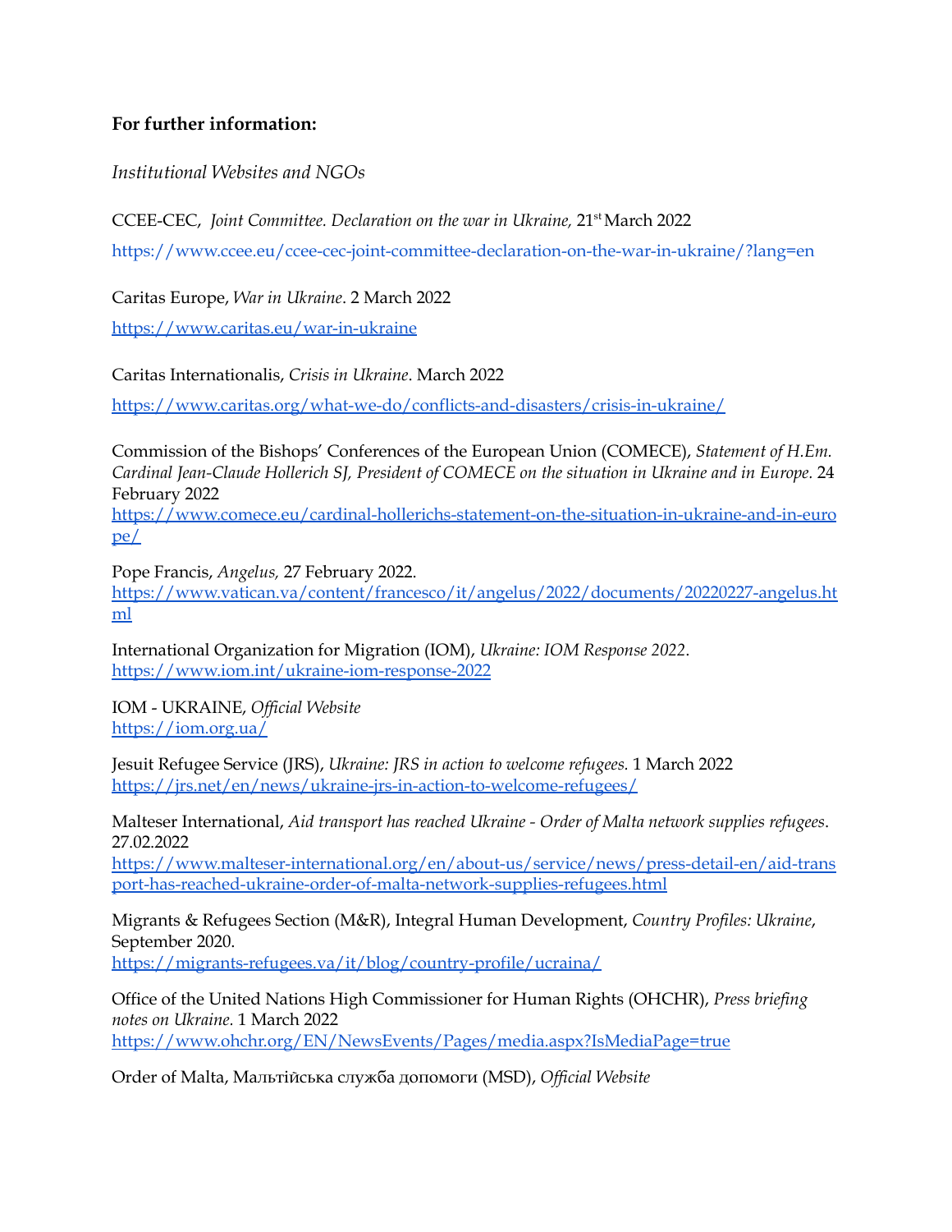**For further information:**

*Institutional Websites and NGOs*

CCEE-CEC, *Joint Committee. Declaration on the war in Ukraine,* 21st March 2022

https://www.ccee.eu/ccee-cec-joint-committee-declaration-on-the-war-in-ukraine/?lang=en

Caritas Europe, *War in Ukraine*. 2 March 2022

https://www.caritas.eu/war-in-ukraine

Caritas Internationalis, *Crisis in Ukraine*. March 2022

https://www.caritas.org/what-we-do/conflicts-and-disasters/crisis-in-ukraine/

Commission of the Bishops' Conferences of the European Union (COMECE), *Statement of H.Em. Cardinal Jean-Claude Hollerich SJ, President of COMECE on the situation in Ukraine and in Europe.* 24 February 2022
https://www.comece.eu/cardinal-hollerichs-statement-on-the-situation-in-ukraine-and-in-europe/

Pope Francis, *Angelus,* 27 February 2022.
https://www.vatican.va/content/francesco/it/angelus/2022/documents/20220227-angelus.html

International Organization for Migration (IOM), *Ukraine: IOM Response 2022*.
https://www.iom.int/ukraine-iom-response-2022

IOM - UKRAINE, *Official Website*
https://iom.org.ua/

Jesuit Refugee Service (JRS), *Ukraine: JRS in action to welcome refugees.* 1 March 2022
https://jrs.net/en/news/ukraine-jrs-in-action-to-welcome-refugees/

Malteser International, *Aid transport has reached Ukraine - Order of Malta network supplies refugees*. 27.02.2022
https://www.malteser-international.org/en/about-us/service/news/press-detail-en/aid-transport-has-reached-ukraine-order-of-malta-network-supplies-refugees.html

Migrants & Refugees Section (M&R), Integral Human Development, *Country Profiles: Ukraine*, September 2020.
https://migrants-refugees.va/it/blog/country-profile/ucraina/

Office of the United Nations High Commissioner for Human Rights (OHCHR), *Press briefing notes on Ukraine.* 1 March 2022
https://www.ohchr.org/EN/NewsEvents/Pages/media.aspx?IsMediaPage=true

Order of Malta, Мальтійська служба допомоги (MSD), *Official Website*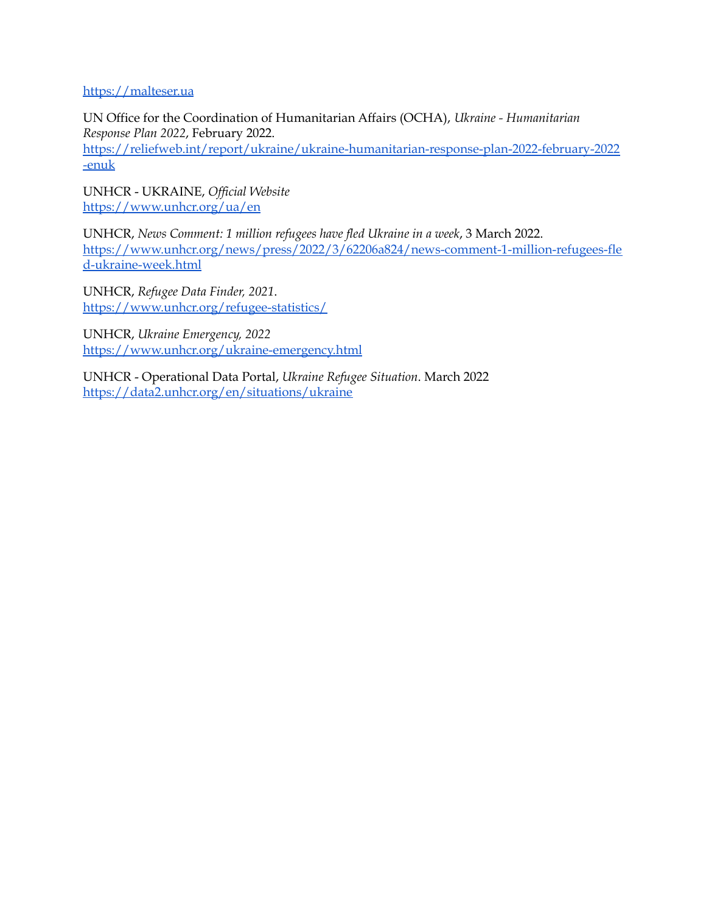https://malteser.ua

UN Office for the Coordination of Humanitarian Affairs (OCHA), *Ukraine - Humanitarian Response Plan 2022*, February 2022.
https://reliefweb.int/report/ukraine/ukraine-humanitarian-response-plan-2022-february-2022-enuk

UNHCR - UKRAINE, *Official Website*
https://www.unhcr.org/ua/en

UNHCR, *News Comment: 1 million refugees have fled Ukraine in a week*, 3 March 2022.
https://www.unhcr.org/news/press/2022/3/62206a824/news-comment-1-million-refugees-fled-ukraine-week.html

UNHCR, *Refugee Data Finder, 2021*.
https://www.unhcr.org/refugee-statistics/

UNHCR, *Ukraine Emergency, 2022*
https://www.unhcr.org/ukraine-emergency.html

UNHCR - Operational Data Portal, *Ukraine Refugee Situation*. March 2022
https://data2.unhcr.org/en/situations/ukraine